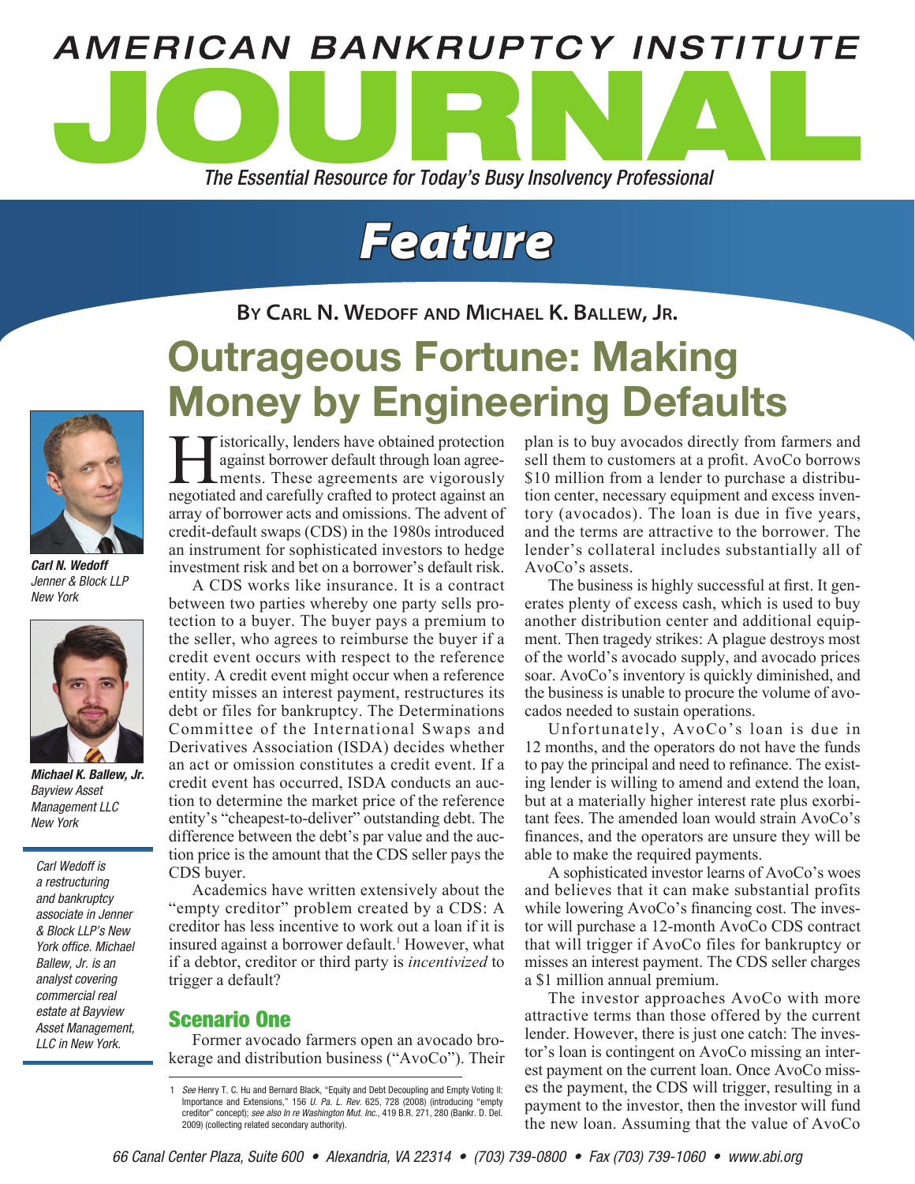# AMERICAN BANKRUPTCY INSTITUTE JOURNAL

*The Essential Resource for Today's Busy Insolvency Professional*

## Feature

**By Carl N. Wedoff and Michael K. Ballew, Jr.**

# Outrageous Fortune: Making Money by Engineering Defaults

***Carl N. Wedoff***
*Jenner & Block LLP*
*New York*

***Michael K. Ballew, Jr.***
*Bayview Asset Management LLC*
*New York*

*Carl Wedoff is a restructuring and bankruptcy associate in Jenner & Block LLP's New York office. Michael Ballew, Jr. is an analyst covering commercial real estate at Bayview Asset Management, LLC in New York.*

Historically, lenders have obtained protection against borrower default through loan agreements. These agreements are vigorously negotiated and carefully crafted to protect against an array of borrower acts and omissions. The advent of credit-default swaps (CDS) in the 1980s introduced an instrument for sophisticated investors to hedge investment risk and bet on a borrower's default risk.

A CDS works like insurance. It is a contract between two parties whereby one party sells protection to a buyer. The buyer pays a premium to the seller, who agrees to reimburse the buyer if a credit event occurs with respect to the reference entity. A credit event might occur when a reference entity misses an interest payment, restructures its debt or files for bankruptcy. The Determinations Committee of the International Swaps and Derivatives Association (ISDA) decides whether an act or omission constitutes a credit event. If a credit event has occurred, ISDA conducts an auction to determine the market price of the reference entity's "cheapest-to-deliver" outstanding debt. The difference between the debt's par value and the auction price is the amount that the CDS seller pays the CDS buyer.

Academics have written extensively about the "empty creditor" problem created by a CDS: A creditor has less incentive to work out a loan if it is insured against a borrower default.[1] However, what if a debtor, creditor or third party is *incentivized* to trigger a default?

## Scenario One

Former avocado farmers open an avocado brokerage and distribution business ("AvoCo"). Their plan is to buy avocados directly from farmers and sell them to customers at a profit. AvoCo borrows \$10 million from a lender to purchase a distribution center, necessary equipment and excess inventory (avocados). The loan is due in five years, and the terms are attractive to the borrower. The lender's collateral includes substantially all of AvoCo's assets.

The business is highly successful at first. It generates plenty of excess cash, which is used to buy another distribution center and additional equipment. Then tragedy strikes: A plague destroys most of the world's avocado supply, and avocado prices soar. AvoCo's inventory is quickly diminished, and the business is unable to procure the volume of avocados needed to sustain operations.

Unfortunately, AvoCo's loan is due in 12 months, and the operators do not have the funds to pay the principal and need to refinance. The existing lender is willing to amend and extend the loan, but at a materially higher interest rate plus exorbitant fees. The amended loan would strain AvoCo's finances, and the operators are unsure they will be able to make the required payments.

A sophisticated investor learns of AvoCo's woes and believes that it can make substantial profits while lowering AvoCo's financing cost. The investor will purchase a 12-month AvoCo CDS contract that will trigger if AvoCo files for bankruptcy or misses an interest payment. The CDS seller charges a \$1 million annual premium.

The investor approaches AvoCo with more attractive terms than those offered by the current lender. However, there is just one catch: The investor's loan is contingent on AvoCo missing an interest payment on the current loan. Once AvoCo misses the payment, the CDS will trigger, resulting in a payment to the investor, then the investor will fund the new loan. Assuming that the value of AvoCo

---

1 *See* Henry T. C. Hu and Bernard Black, "Equity and Debt Decoupling and Empty Voting II: Importance and Extensions," 156 *U. Pa. L. Rev.* 625, 728 (2008) (introducing "empty creditor" concept); *see also In re Washington Mut. Inc.*, 419 B.R. 271, 280 (Bankr. D. Del. 2009) (collecting related secondary authority).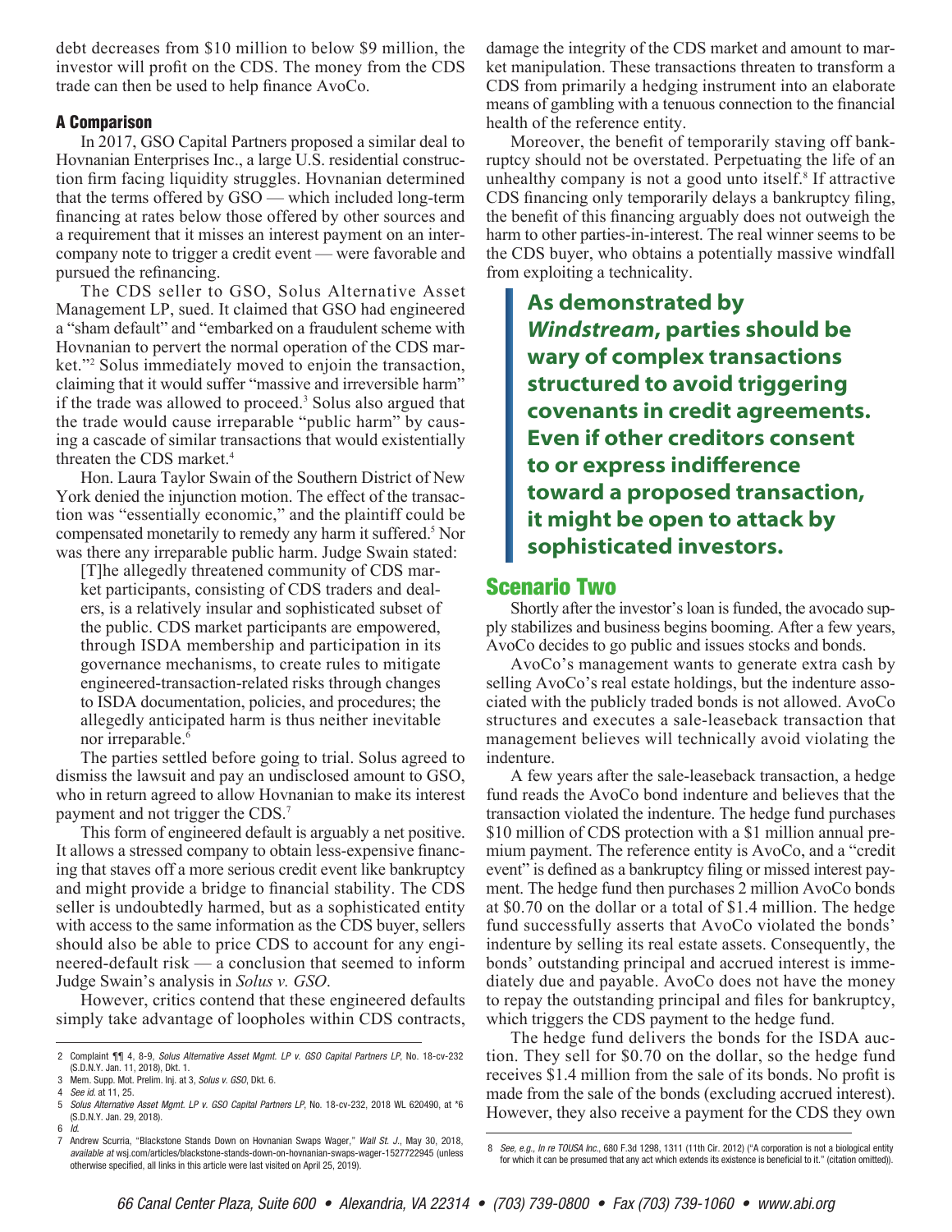debt decreases from $10 million to below $9 million, the investor will profit on the CDS. The money from the CDS trade can then be used to help finance AvoCo.

### A Comparison

In 2017, GSO Capital Partners proposed a similar deal to Hovnanian Enterprises Inc., a large U.S. residential construction firm facing liquidity struggles. Hovnanian determined that the terms offered by GSO — which included long-term financing at rates below those offered by other sources and a requirement that it misses an interest payment on an intercompany note to trigger a credit event — were favorable and pursued the refinancing.

The CDS seller to GSO, Solus Alternative Asset Management LP, sued. It claimed that GSO had engineered a "sham default" and "embarked on a fraudulent scheme with Hovnanian to pervert the normal operation of the CDS market."[2] Solus immediately moved to enjoin the transaction, claiming that it would suffer "massive and irreversible harm" if the trade was allowed to proceed.[3] Solus also argued that the trade would cause irreparable "public harm" by causing a cascade of similar transactions that would existentially threaten the CDS market.[4]

Hon. Laura Taylor Swain of the Southern District of New York denied the injunction motion. The effect of the transaction was "essentially economic," and the plaintiff could be compensated monetarily to remedy any harm it suffered.[5] Nor was there any irreparable public harm. Judge Swain stated:

> [T]he allegedly threatened community of CDS market participants, consisting of CDS traders and dealers, is a relatively insular and sophisticated subset of the public. CDS market participants are empowered, through ISDA membership and participation in its governance mechanisms, to create rules to mitigate engineered-transaction-related risks through changes to ISDA documentation, policies, and procedures; the allegedly anticipated harm is thus neither inevitable nor irreparable.[6]

The parties settled before going to trial. Solus agreed to dismiss the lawsuit and pay an undisclosed amount to GSO, who in return agreed to allow Hovnanian to make its interest payment and not trigger the CDS.[7]

This form of engineered default is arguably a net positive. It allows a stressed company to obtain less-expensive financing that staves off a more serious credit event like bankruptcy and might provide a bridge to financial stability. The CDS seller is undoubtedly harmed, but as a sophisticated entity with access to the same information as the CDS buyer, sellers should also be able to price CDS to account for any engineered-default risk — a conclusion that seemed to inform Judge Swain's analysis in *Solus v. GSO*.

However, critics contend that these engineered defaults simply take advantage of loopholes within CDS contracts, damage the integrity of the CDS market and amount to market manipulation. These transactions threaten to transform a CDS from primarily a hedging instrument into an elaborate means of gambling with a tenuous connection to the financial health of the reference entity.

Moreover, the benefit of temporarily staving off bankruptcy should not be overstated. Perpetuating the life of an unhealthy company is not a good unto itself.[8] If attractive CDS financing only temporarily delays a bankruptcy filing, the benefit of this financing arguably does not outweigh the harm to other parties-in-interest. The real winner seems to be the CDS buyer, who obtains a potentially massive windfall from exploiting a technicality.

> **As demonstrated by *Windstream*, parties should be wary of complex transactions structured to avoid triggering covenants in credit agreements. Even if other creditors consent to or express indifference toward a proposed transaction, it might be open to attack by sophisticated investors.**

## Scenario Two

Shortly after the investor's loan is funded, the avocado supply stabilizes and business begins booming. After a few years, AvoCo decides to go public and issues stocks and bonds.

AvoCo's management wants to generate extra cash by selling AvoCo's real estate holdings, but the indenture associated with the publicly traded bonds is not allowed. AvoCo structures and executes a sale-leaseback transaction that management believes will technically avoid violating the indenture.

A few years after the sale-leaseback transaction, a hedge fund reads the AvoCo bond indenture and believes that the transaction violated the indenture. The hedge fund purchases $10 million of CDS protection with a $1 million annual premium payment. The reference entity is AvoCo, and a "credit event" is defined as a bankruptcy filing or missed interest payment. The hedge fund then purchases 2 million AvoCo bonds at $0.70 on the dollar or a total of $1.4 million. The hedge fund successfully asserts that AvoCo violated the bonds' indenture by selling its real estate assets. Consequently, the bonds' outstanding principal and accrued interest is immediately due and payable. AvoCo does not have the money to repay the outstanding principal and files for bankruptcy, which triggers the CDS payment to the hedge fund.

The hedge fund delivers the bonds for the ISDA auction. They sell for $0.70 on the dollar, so the hedge fund receives $1.4 million from the sale of its bonds. No profit is made from the sale of the bonds (excluding accrued interest). However, they also receive a payment for the CDS they own

---

2 Complaint ¶¶ 4, 8-9, *Solus Alternative Asset Mgmt. LP v. GSO Capital Partners LP*, No. 18-cv-232 (S.D.N.Y. Jan. 11, 2018), Dkt. 1.

3 Mem. Supp. Mot. Prelim. Inj. at 3, *Solus v. GSO*, Dkt. 6.

4 *See id.* at 11, 25.

5 *Solus Alternative Asset Mgmt. LP v. GSO Capital Partners LP*, No. 18-cv-232, 2018 WL 620490, at *6 (S.D.N.Y. Jan. 29, 2018).

6 *Id.*

7 Andrew Scurria, "Blackstone Stands Down on Hovnanian Swaps Wager," *Wall St. J.*, May 30, 2018, *available at* wsj.com/articles/blackstone-stands-down-on-hovnanian-swaps-wager-1527722945 (unless otherwise specified, all links in this article were last visited on April 25, 2019).

8 *See, e.g., In re TOUSA Inc.*, 680 F.3d 1298, 1311 (11th Cir. 2012) ("A corporation is not a biological entity for which it can be presumed that any act which extends its existence is beneficial to it." (citation omitted)).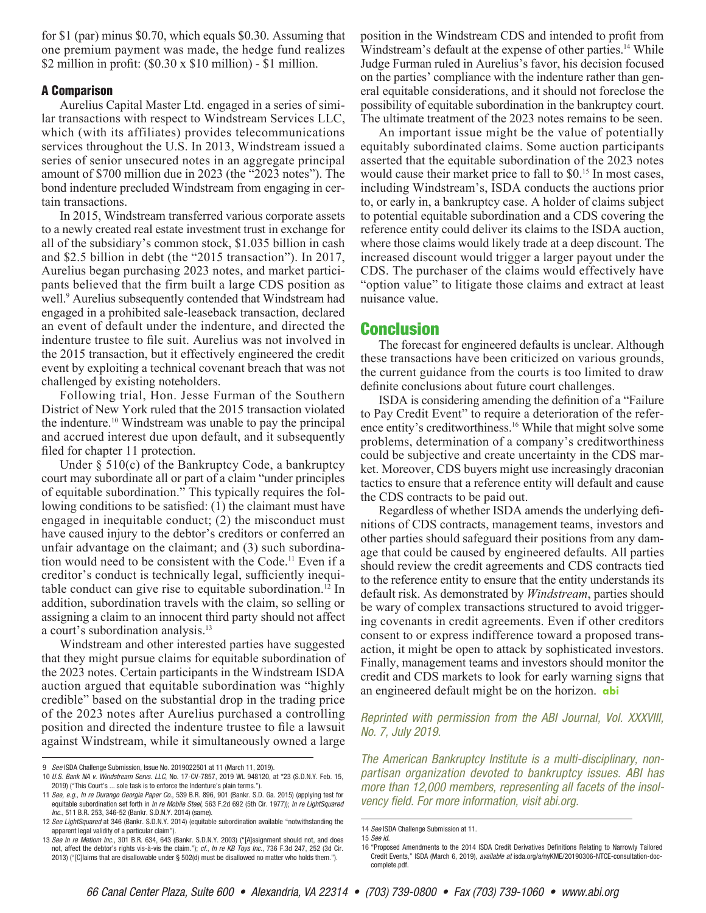for $1 (par) minus $0.70, which equals $0.30. Assuming that one premium payment was made, the hedge fund realizes $2 million in profit: ($0.30 x $10 million) - $1 million.

### A Comparison

Aurelius Capital Master Ltd. engaged in a series of similar transactions with respect to Windstream Services LLC, which (with its affiliates) provides telecommunications services throughout the U.S. In 2013, Windstream issued a series of senior unsecured notes in an aggregate principal amount of $700 million due in 2023 (the "2023 notes"). The bond indenture precluded Windstream from engaging in certain transactions.

In 2015, Windstream transferred various corporate assets to a newly created real estate investment trust in exchange for all of the subsidiary's common stock, $1.035 billion in cash and $2.5 billion in debt (the "2015 transaction"). In 2017, Aurelius began purchasing 2023 notes, and market participants believed that the firm built a large CDS position as well.[9] Aurelius subsequently contended that Windstream had engaged in a prohibited sale-leaseback transaction, declared an event of default under the indenture, and directed the indenture trustee to file suit. Aurelius was not involved in the 2015 transaction, but it effectively engineered the credit event by exploiting a technical covenant breach that was not challenged by existing noteholders.

Following trial, Hon. Jesse Furman of the Southern District of New York ruled that the 2015 transaction violated the indenture.[10] Windstream was unable to pay the principal and accrued interest due upon default, and it subsequently filed for chapter 11 protection.

Under § 510(c) of the Bankruptcy Code, a bankruptcy court may subordinate all or part of a claim "under principles of equitable subordination." This typically requires the following conditions to be satisfied: (1) the claimant must have engaged in inequitable conduct; (2) the misconduct must have caused injury to the debtor's creditors or conferred an unfair advantage on the claimant; and (3) such subordination would need to be consistent with the Code.[11] Even if a creditor's conduct is technically legal, sufficiently inequitable conduct can give rise to equitable subordination.[12] In addition, subordination travels with the claim, so selling or assigning a claim to an innocent third party should not affect a court's subordination analysis.[13]

Windstream and other interested parties have suggested that they might pursue claims for equitable subordination of the 2023 notes. Certain participants in the Windstream ISDA auction argued that equitable subordination was "highly credible" based on the substantial drop in the trading price of the 2023 notes after Aurelius purchased a controlling position and directed the indenture trustee to file a lawsuit against Windstream, while it simultaneously owned a large position in the Windstream CDS and intended to profit from Windstream's default at the expense of other parties.[14] While Judge Furman ruled in Aurelius's favor, his decision focused on the parties' compliance with the indenture rather than general equitable considerations, and it should not foreclose the possibility of equitable subordination in the bankruptcy court. The ultimate treatment of the 2023 notes remains to be seen.

An important issue might be the value of potentially equitably subordinated claims. Some auction participants asserted that the equitable subordination of the 2023 notes would cause their market price to fall to $0.[15] In most cases, including Windstream's, ISDA conducts the auctions prior to, or early in, a bankruptcy case. A holder of claims subject to potential equitable subordination and a CDS covering the reference entity could deliver its claims to the ISDA auction, where those claims would likely trade at a deep discount. The increased discount would trigger a larger payout under the CDS. The purchaser of the claims would effectively have "option value" to litigate those claims and extract at least nuisance value.

## Conclusion

The forecast for engineered defaults is unclear. Although these transactions have been criticized on various grounds, the current guidance from the courts is too limited to draw definite conclusions about future court challenges.

ISDA is considering amending the definition of a "Failure to Pay Credit Event" to require a deterioration of the reference entity's creditworthiness.[16] While that might solve some problems, determination of a company's creditworthiness could be subjective and create uncertainty in the CDS market. Moreover, CDS buyers might use increasingly draconian tactics to ensure that a reference entity will default and cause the CDS contracts to be paid out.

Regardless of whether ISDA amends the underlying definitions of CDS contracts, management teams, investors and other parties should safeguard their positions from any damage that could be caused by engineered defaults. All parties should review the credit agreements and CDS contracts tied to the reference entity to ensure that the entity understands its default risk. As demonstrated by *Windstream*, parties should be wary of complex transactions structured to avoid triggering covenants in credit agreements. Even if other creditors consent to or express indifference toward a proposed transaction, it might be open to attack by sophisticated investors. Finally, management teams and investors should monitor the credit and CDS markets to look for early warning signs that an engineered default might be on the horizon. **abi**

*Reprinted with permission from the ABI Journal, Vol. XXXVIII, No. 7, July 2019.*

*The American Bankruptcy Institute is a multi-disciplinary, nonpartisan organization devoted to bankruptcy issues. ABI has more than 12,000 members, representing all facets of the insolvency field. For more information, visit abi.org.*

---

9 *See* ISDA Challenge Submission, Issue No. 2019022501 at 11 (March 11, 2019).

10 *U.S. Bank NA v. Windstream Servs. LLC*, No. 17-CV-7857, 2019 WL 948120, at *23 (S.D.N.Y. Feb. 15, 2019) ("This Court's ... sole task is to enforce the Indenture's plain terms.").

11 *See, e.g., In re Durango Georgia Paper Co.*, 539 B.R. 896, 901 (Bankr. S.D. Ga. 2015) (applying test for equitable subordination set forth in *In re Mobile Steel*, 563 F.2d 692 (5th Cir. 1977)); *In re LightSquared Inc.*, 511 B.R. 253, 346-52 (Bankr. S.D.N.Y. 2014) (same).

12 *See LightSquared* at 346 (equitable subordination available "notwithstanding the apparent legal validity of a particular claim").

13 *See In re Metiom Inc.*, 301 B.R. 634, 643 (Bankr. S.D.N.Y. 2003) ("[A]ssignment should not, and does not, affect the debtor's rights vis-à-vis the claim."); *cf.*, *In re KB Toys Inc.*, 736 F.3d 247, 252 (3d Cir. 2013) ("[C]laims that are disallowable under § 502(d) must be disallowed no matter who holds them.").

14 *See* ISDA Challenge Submission at 11.

15 *See id.*

16 "Proposed Amendments to the 2014 ISDA Credit Derivatives Definitions Relating to Narrowly Tailored Credit Events," ISDA (March 6, 2019), *available at* isda.org/a/nyKME/20190306-NTCE-consultation-doc-complete.pdf.

*66 Canal Center Plaza, Suite 600 • Alexandria, VA 22314 • (703) 739-0800 • Fax (703) 739-1060 • www.abi.org*